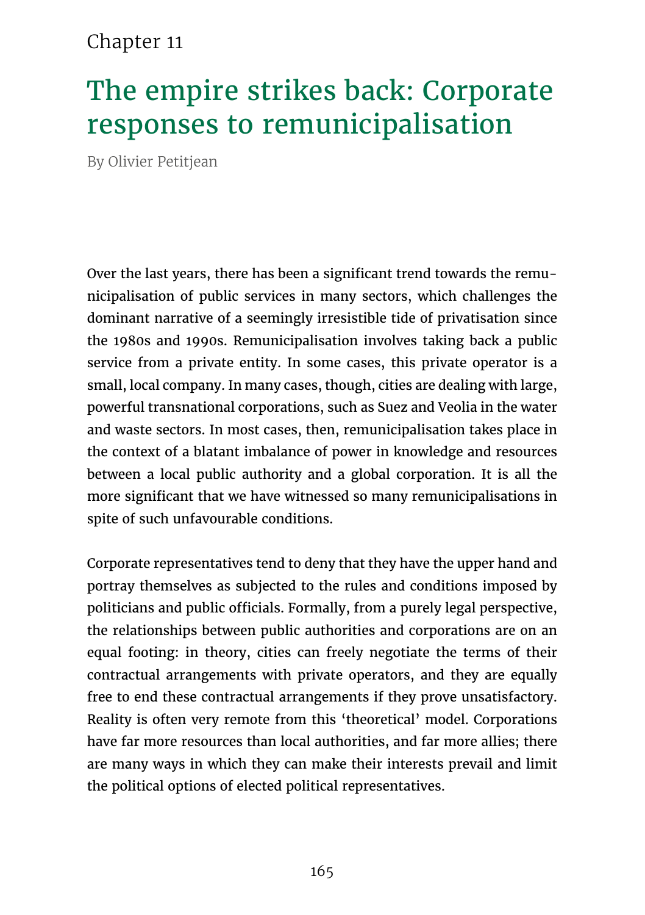Chapter 11

# The empire strikes back: Corporate responses to remunicipalisation

By Olivier Petitjean

Over the last years, there has been a significant trend towards the remunicipalisation of public services in many sectors, which challenges the dominant narrative of a seemingly irresistible tide of privatisation since the 1980s and 1990s. Remunicipalisation involves taking back a public service from a private entity. In some cases, this private operator is a small, local company. In many cases, though, cities are dealing with large, powerful transnational corporations, such as Suez and Veolia in the water and waste sectors. In most cases, then, remunicipalisation takes place in the context of a blatant imbalance of power in knowledge and resources between a local public authority and a global corporation. It is all the more significant that we have witnessed so many remunicipalisations in spite of such unfavourable conditions.

Corporate representatives tend to deny that they have the upper hand and portray themselves as subjected to the rules and conditions imposed by politicians and public officials. Formally, from a purely legal perspective, the relationships between public authorities and corporations are on an equal footing: in theory, cities can freely negotiate the terms of their contractual arrangements with private operators, and they are equally free to end these contractual arrangements if they prove unsatisfactory. Reality is often very remote from this 'theoretical' model. Corporations have far more resources than local authorities, and far more allies; there are many ways in which they can make their interests prevail and limit the political options of elected political representatives.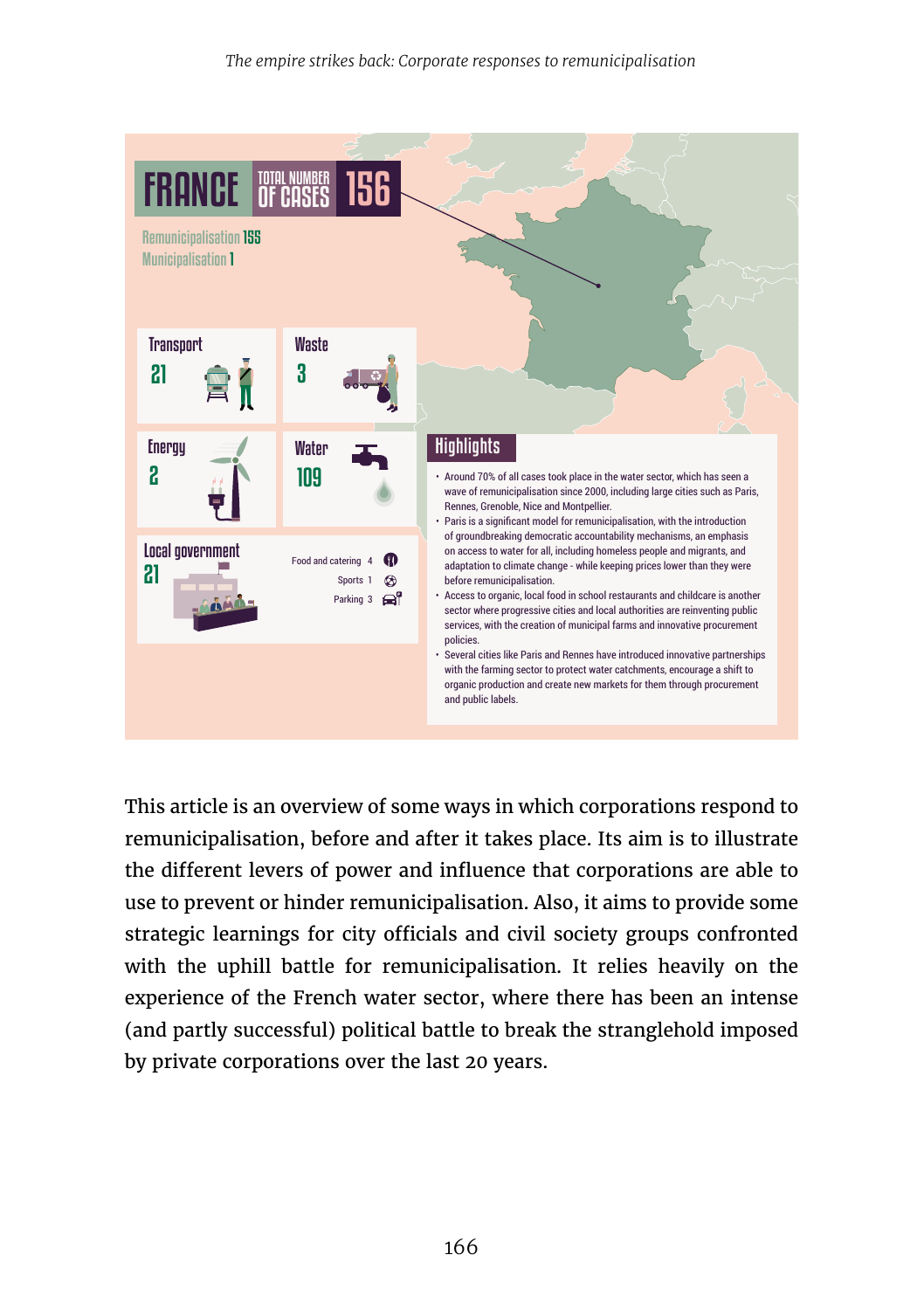# FRANCE

TOTAL NUMBER OF CASES **156**

Remunicipalisation **155**
Municipalisation **1**

| Sector | Cases |
| --- | --- |
| Transport | 21 |
| Waste | 3 |
| Energy | 2 |
| Water | 109 |
| Local government | 21 |

Food and catering 4
Sports 1
Parking 3

## Highlights

- Around 70% of all cases took place in the water sector, which has seen a wave of remunicipalisation since 2000, including large cities such as Paris, Rennes, Grenoble, Nice and Montpellier.
- Paris is a significant model for remunicipalisation, with the introduction of groundbreaking democratic accountability mechanisms, an emphasis on access to water for all, including homeless people and migrants, and adaptation to climate change - while keeping prices lower than they were before remunicipalisation.
- Access to organic, local food in school restaurants and childcare is another sector where progressive cities and local authorities are reinventing public services, with the creation of municipal farms and innovative procurement policies.
- Several cities like Paris and Rennes have introduced innovative partnerships with the farming sector to protect water catchments, encourage a shift to organic production and create new markets for them through procurement and public labels.

This article is an overview of some ways in which corporations respond to remunicipalisation, before and after it takes place. Its aim is to illustrate the different levers of power and influence that corporations are able to use to prevent or hinder remunicipalisation. Also, it aims to provide some strategic learnings for city officials and civil society groups confronted with the uphill battle for remunicipalisation. It relies heavily on the experience of the French water sector, where there has been an intense (and partly successful) political battle to break the stranglehold imposed by private corporations over the last 20 years.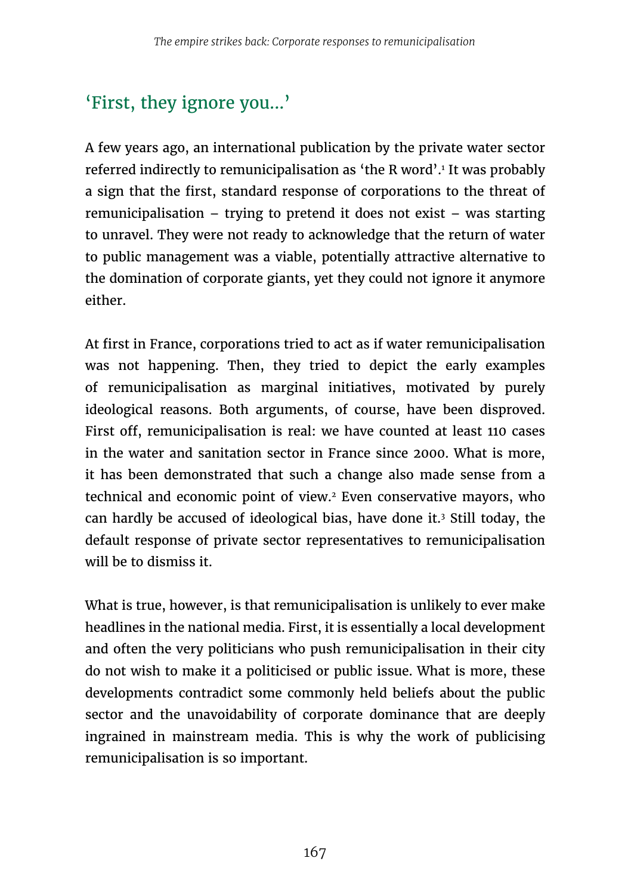## ‘First, they ignore you...’

A few years ago, an international publication by the private water sector referred indirectly to remunicipalisation as ‘the R word’.[1] It was probably a sign that the first, standard response of corporations to the threat of remunicipalisation – trying to pretend it does not exist – was starting to unravel. They were not ready to acknowledge that the return of water to public management was a viable, potentially attractive alternative to the domination of corporate giants, yet they could not ignore it anymore either.

At first in France, corporations tried to act as if water remunicipalisation was not happening. Then, they tried to depict the early examples of remunicipalisation as marginal initiatives, motivated by purely ideological reasons. Both arguments, of course, have been disproved. First off, remunicipalisation is real: we have counted at least 110 cases in the water and sanitation sector in France since 2000. What is more, it has been demonstrated that such a change also made sense from a technical and economic point of view.[2] Even conservative mayors, who can hardly be accused of ideological bias, have done it.[3] Still today, the default response of private sector representatives to remunicipalisation will be to dismiss it.

What is true, however, is that remunicipalisation is unlikely to ever make headlines in the national media. First, it is essentially a local development and often the very politicians who push remunicipalisation in their city do not wish to make it a politicised or public issue. What is more, these developments contradict some commonly held beliefs about the public sector and the unavoidability of corporate dominance that are deeply ingrained in mainstream media. This is why the work of publicising remunicipalisation is so important.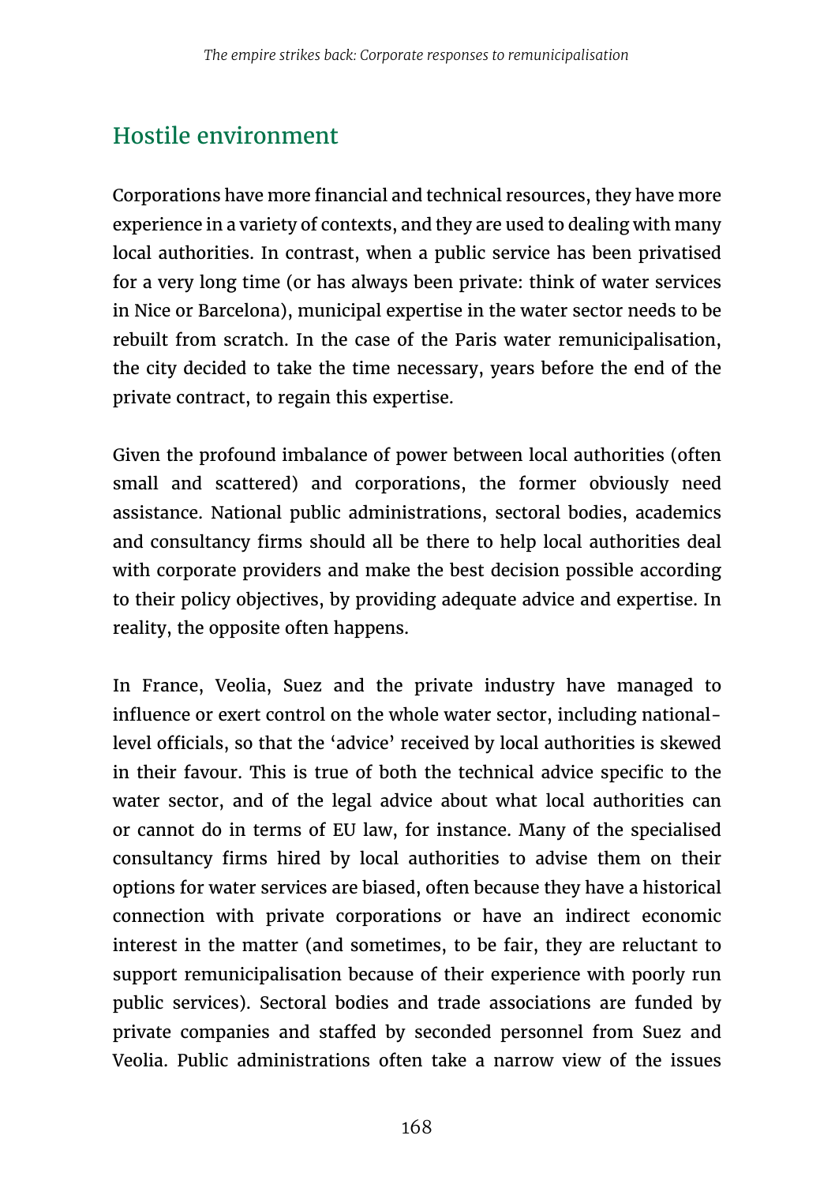## Hostile environment

Corporations have more financial and technical resources, they have more experience in a variety of contexts, and they are used to dealing with many local authorities. In contrast, when a public service has been privatised for a very long time (or has always been private: think of water services in Nice or Barcelona), municipal expertise in the water sector needs to be rebuilt from scratch. In the case of the Paris water remunicipalisation, the city decided to take the time necessary, years before the end of the private contract, to regain this expertise.

Given the profound imbalance of power between local authorities (often small and scattered) and corporations, the former obviously need assistance. National public administrations, sectoral bodies, academics and consultancy firms should all be there to help local authorities deal with corporate providers and make the best decision possible according to their policy objectives, by providing adequate advice and expertise. In reality, the opposite often happens.

In France, Veolia, Suez and the private industry have managed to influence or exert control on the whole water sector, including national-level officials, so that the 'advice' received by local authorities is skewed in their favour. This is true of both the technical advice specific to the water sector, and of the legal advice about what local authorities can or cannot do in terms of EU law, for instance. Many of the specialised consultancy firms hired by local authorities to advise them on their options for water services are biased, often because they have a historical connection with private corporations or have an indirect economic interest in the matter (and sometimes, to be fair, they are reluctant to support remunicipalisation because of their experience with poorly run public services). Sectoral bodies and trade associations are funded by private companies and staffed by seconded personnel from Suez and Veolia. Public administrations often take a narrow view of the issues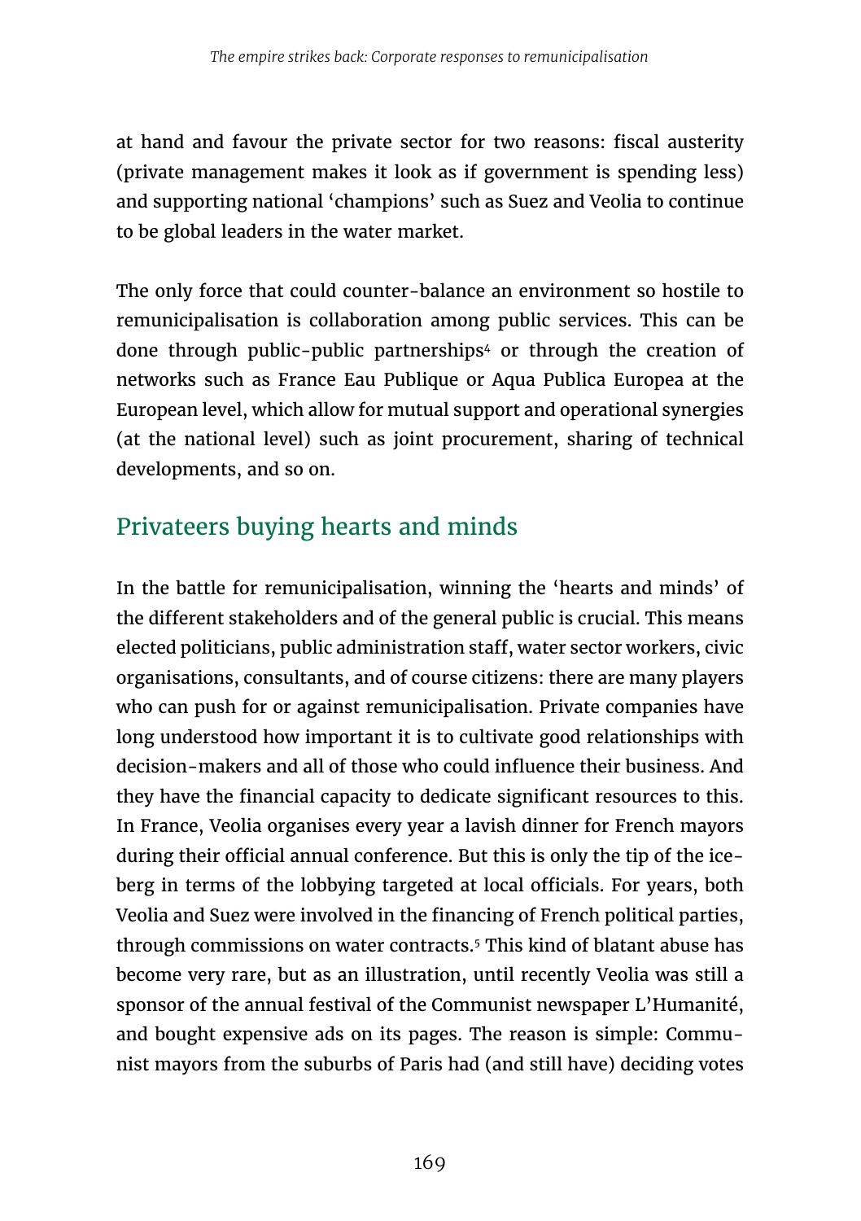at hand and favour the private sector for two reasons: fiscal austerity (private management makes it look as if government is spending less) and supporting national 'champions' such as Suez and Veolia to continue to be global leaders in the water market.

The only force that could counter-balance an environment so hostile to remunicipalisation is collaboration among public services. This can be done through public-public partnerships[4] or through the creation of networks such as France Eau Publique or Aqua Publica Europea at the European level, which allow for mutual support and operational synergies (at the national level) such as joint procurement, sharing of technical developments, and so on.

## Privateers buying hearts and minds

In the battle for remunicipalisation, winning the 'hearts and minds' of the different stakeholders and of the general public is crucial. This means elected politicians, public administration staff, water sector workers, civic organisations, consultants, and of course citizens: there are many players who can push for or against remunicipalisation. Private companies have long understood how important it is to cultivate good relationships with decision-makers and all of those who could influence their business. And they have the financial capacity to dedicate significant resources to this. In France, Veolia organises every year a lavish dinner for French mayors during their official annual conference. But this is only the tip of the iceberg in terms of the lobbying targeted at local officials. For years, both Veolia and Suez were involved in the financing of French political parties, through commissions on water contracts.[5] This kind of blatant abuse has become very rare, but as an illustration, until recently Veolia was still a sponsor of the annual festival of the Communist newspaper L'Humanité, and bought expensive ads on its pages. The reason is simple: Communist mayors from the suburbs of Paris had (and still have) deciding votes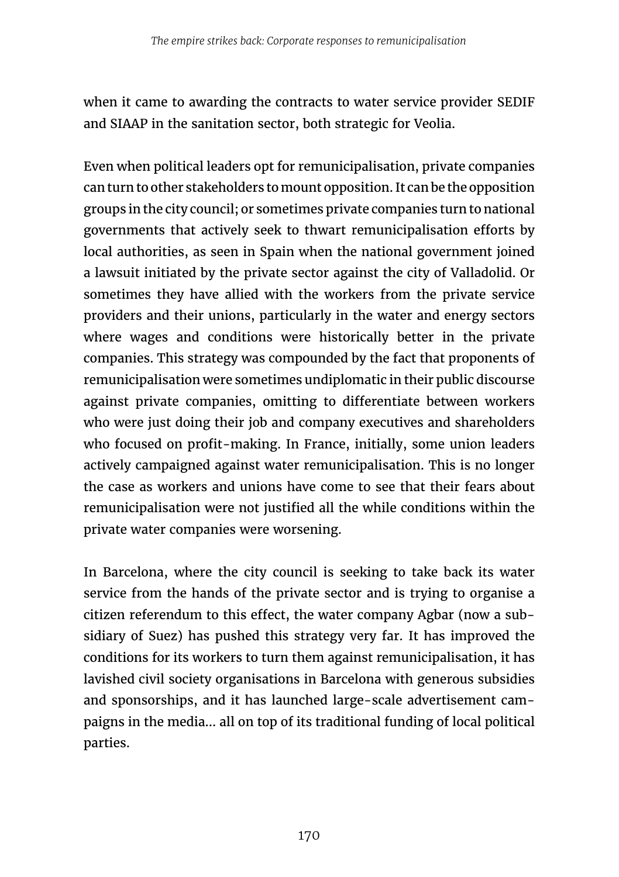when it came to awarding the contracts to water service provider SEDIF and SIAAP in the sanitation sector, both strategic for Veolia.

Even when political leaders opt for remunicipalisation, private companies can turn to other stakeholders to mount opposition. It can be the opposition groups in the city council; or sometimes private companies turn to national governments that actively seek to thwart remunicipalisation efforts by local authorities, as seen in Spain when the national government joined a lawsuit initiated by the private sector against the city of Valladolid. Or sometimes they have allied with the workers from the private service providers and their unions, particularly in the water and energy sectors where wages and conditions were historically better in the private companies. This strategy was compounded by the fact that proponents of remunicipalisation were sometimes undiplomatic in their public discourse against private companies, omitting to differentiate between workers who were just doing their job and company executives and shareholders who focused on profit-making. In France, initially, some union leaders actively campaigned against water remunicipalisation. This is no longer the case as workers and unions have come to see that their fears about remunicipalisation were not justified all the while conditions within the private water companies were worsening.

In Barcelona, where the city council is seeking to take back its water service from the hands of the private sector and is trying to organise a citizen referendum to this effect, the water company Agbar (now a subsidiary of Suez) has pushed this strategy very far. It has improved the conditions for its workers to turn them against remunicipalisation, it has lavished civil society organisations in Barcelona with generous subsidies and sponsorships, and it has launched large-scale advertisement campaigns in the media... all on top of its traditional funding of local political parties.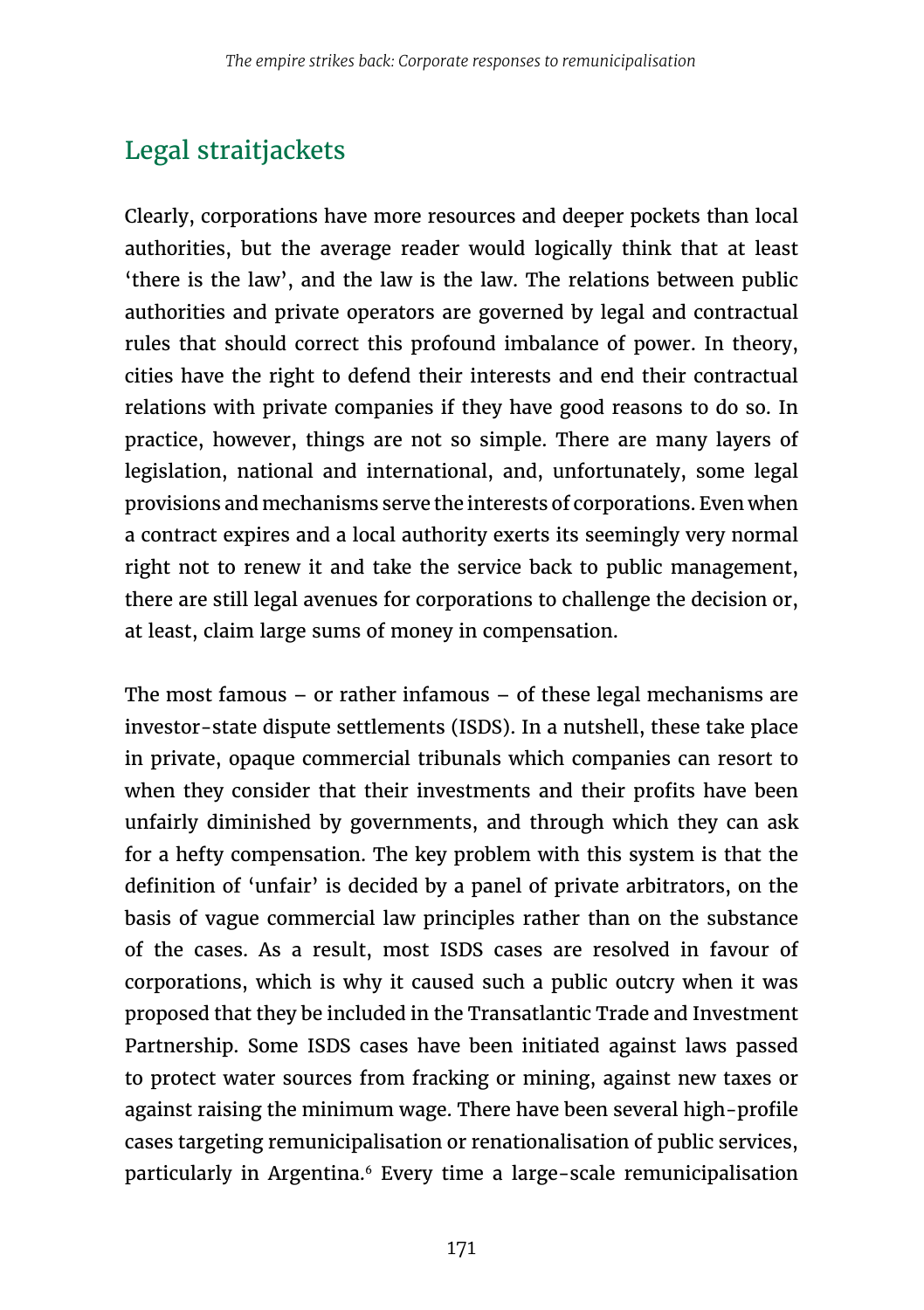## Legal straitjackets

Clearly, corporations have more resources and deeper pockets than local authorities, but the average reader would logically think that at least 'there is the law', and the law is the law. The relations between public authorities and private operators are governed by legal and contractual rules that should correct this profound imbalance of power. In theory, cities have the right to defend their interests and end their contractual relations with private companies if they have good reasons to do so. In practice, however, things are not so simple. There are many layers of legislation, national and international, and, unfortunately, some legal provisions and mechanisms serve the interests of corporations. Even when a contract expires and a local authority exerts its seemingly very normal right not to renew it and take the service back to public management, there are still legal avenues for corporations to challenge the decision or, at least, claim large sums of money in compensation.

The most famous – or rather infamous – of these legal mechanisms are investor-state dispute settlements (ISDS). In a nutshell, these take place in private, opaque commercial tribunals which companies can resort to when they consider that their investments and their profits have been unfairly diminished by governments, and through which they can ask for a hefty compensation. The key problem with this system is that the definition of 'unfair' is decided by a panel of private arbitrators, on the basis of vague commercial law principles rather than on the substance of the cases. As a result, most ISDS cases are resolved in favour of corporations, which is why it caused such a public outcry when it was proposed that they be included in the Transatlantic Trade and Investment Partnership. Some ISDS cases have been initiated against laws passed to protect water sources from fracking or mining, against new taxes or against raising the minimum wage. There have been several high-profile cases targeting remunicipalisation or renationalisation of public services, particularly in Argentina.[6] Every time a large-scale remunicipalisation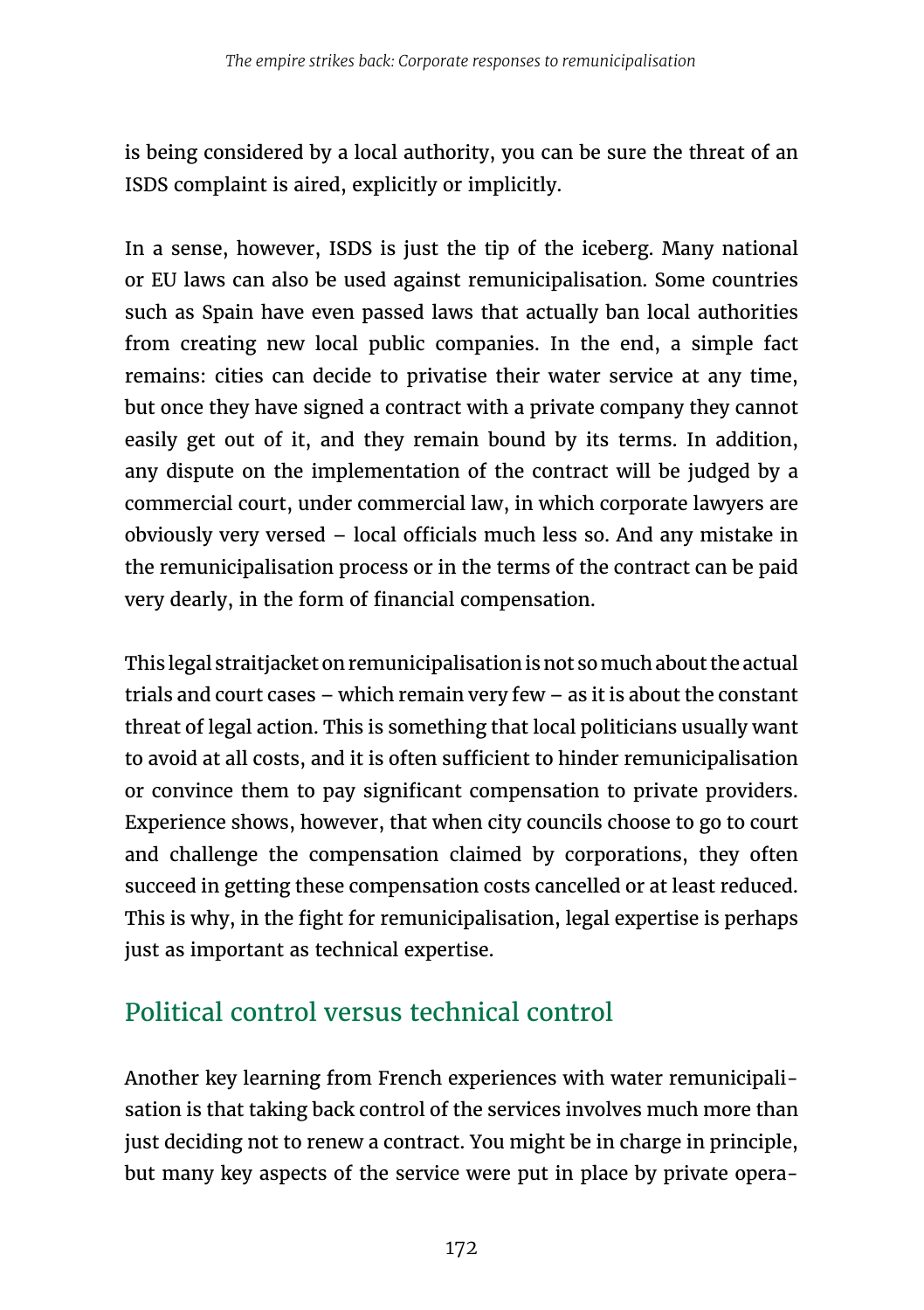is being considered by a local authority, you can be sure the threat of an ISDS complaint is aired, explicitly or implicitly.

In a sense, however, ISDS is just the tip of the iceberg. Many national or EU laws can also be used against remunicipalisation. Some countries such as Spain have even passed laws that actually ban local authorities from creating new local public companies. In the end, a simple fact remains: cities can decide to privatise their water service at any time, but once they have signed a contract with a private company they cannot easily get out of it, and they remain bound by its terms. In addition, any dispute on the implementation of the contract will be judged by a commercial court, under commercial law, in which corporate lawyers are obviously very versed – local officials much less so. And any mistake in the remunicipalisation process or in the terms of the contract can be paid very dearly, in the form of financial compensation.

This legal straitjacket on remunicipalisation is not so much about the actual trials and court cases – which remain very few – as it is about the constant threat of legal action. This is something that local politicians usually want to avoid at all costs, and it is often sufficient to hinder remunicipalisation or convince them to pay significant compensation to private providers. Experience shows, however, that when city councils choose to go to court and challenge the compensation claimed by corporations, they often succeed in getting these compensation costs cancelled or at least reduced. This is why, in the fight for remunicipalisation, legal expertise is perhaps just as important as technical expertise.

## Political control versus technical control

Another key learning from French experiences with water remunicipalisation is that taking back control of the services involves much more than just deciding not to renew a contract. You might be in charge in principle, but many key aspects of the service were put in place by private opera-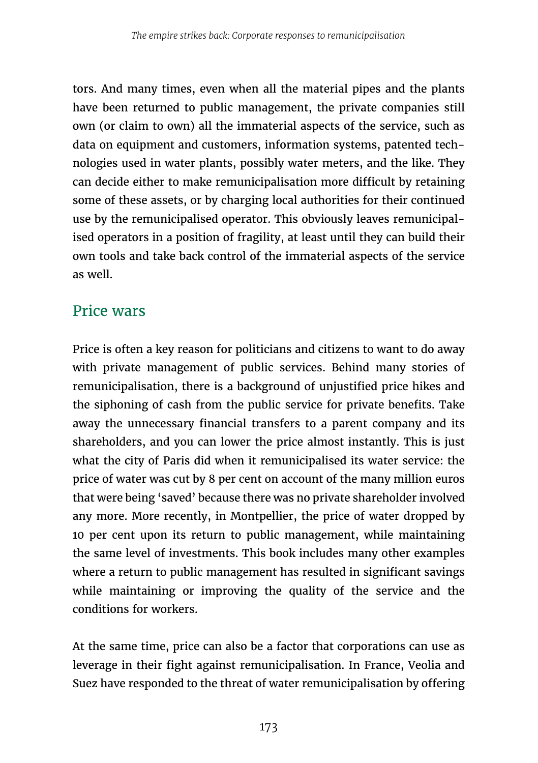tors. And many times, even when all the material pipes and the plants have been returned to public management, the private companies still own (or claim to own) all the immaterial aspects of the service, such as data on equipment and customers, information systems, patented technologies used in water plants, possibly water meters, and the like. They can decide either to make remunicipalisation more difficult by retaining some of these assets, or by charging local authorities for their continued use by the remunicipalised operator. This obviously leaves remunicipalised operators in a position of fragility, at least until they can build their own tools and take back control of the immaterial aspects of the service as well.

## Price wars

Price is often a key reason for politicians and citizens to want to do away with private management of public services. Behind many stories of remunicipalisation, there is a background of unjustified price hikes and the siphoning of cash from the public service for private benefits. Take away the unnecessary financial transfers to a parent company and its shareholders, and you can lower the price almost instantly. This is just what the city of Paris did when it remunicipalised its water service: the price of water was cut by 8 per cent on account of the many million euros that were being 'saved' because there was no private shareholder involved any more. More recently, in Montpellier, the price of water dropped by 10 per cent upon its return to public management, while maintaining the same level of investments. This book includes many other examples where a return to public management has resulted in significant savings while maintaining or improving the quality of the service and the conditions for workers.

At the same time, price can also be a factor that corporations can use as leverage in their fight against remunicipalisation. In France, Veolia and Suez have responded to the threat of water remunicipalisation by offering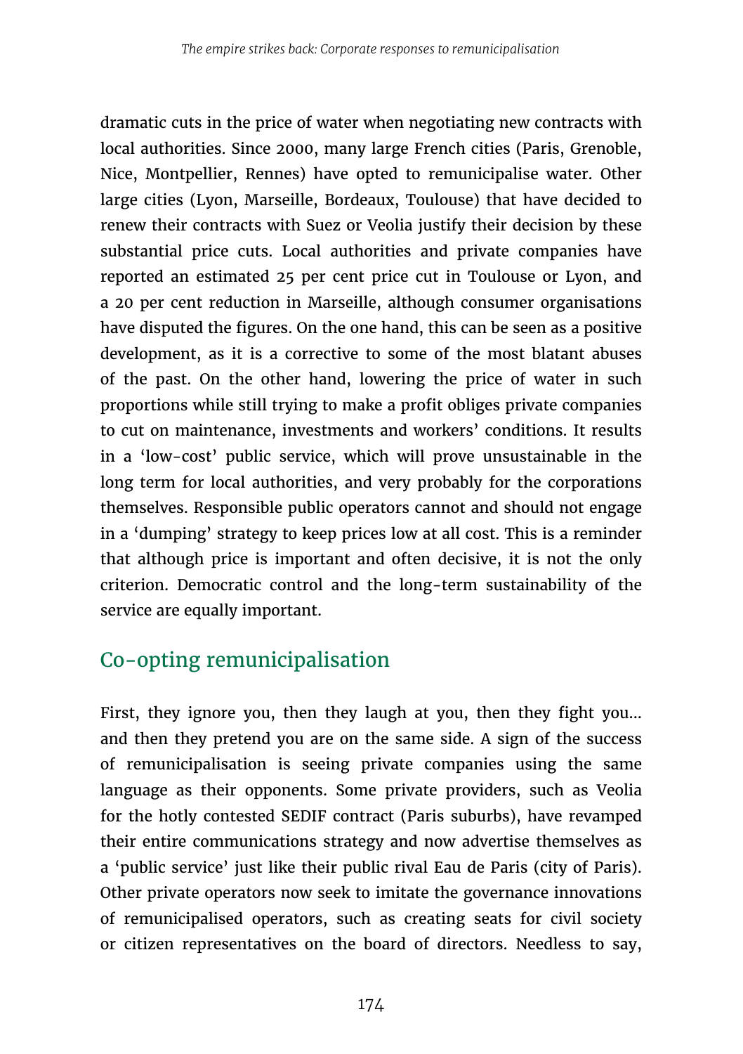dramatic cuts in the price of water when negotiating new contracts with local authorities. Since 2000, many large French cities (Paris, Grenoble, Nice, Montpellier, Rennes) have opted to remunicipalise water. Other large cities (Lyon, Marseille, Bordeaux, Toulouse) that have decided to renew their contracts with Suez or Veolia justify their decision by these substantial price cuts. Local authorities and private companies have reported an estimated 25 per cent price cut in Toulouse or Lyon, and a 20 per cent reduction in Marseille, although consumer organisations have disputed the figures. On the one hand, this can be seen as a positive development, as it is a corrective to some of the most blatant abuses of the past. On the other hand, lowering the price of water in such proportions while still trying to make a profit obliges private companies to cut on maintenance, investments and workers' conditions. It results in a 'low-cost' public service, which will prove unsustainable in the long term for local authorities, and very probably for the corporations themselves. Responsible public operators cannot and should not engage in a 'dumping' strategy to keep prices low at all cost. This is a reminder that although price is important and often decisive, it is not the only criterion. Democratic control and the long-term sustainability of the service are equally important.

## Co-opting remunicipalisation

First, they ignore you, then they laugh at you, then they fight you... and then they pretend you are on the same side. A sign of the success of remunicipalisation is seeing private companies using the same language as their opponents. Some private providers, such as Veolia for the hotly contested SEDIF contract (Paris suburbs), have revamped their entire communications strategy and now advertise themselves as a 'public service' just like their public rival Eau de Paris (city of Paris). Other private operators now seek to imitate the governance innovations of remunicipalised operators, such as creating seats for civil society or citizen representatives on the board of directors. Needless to say,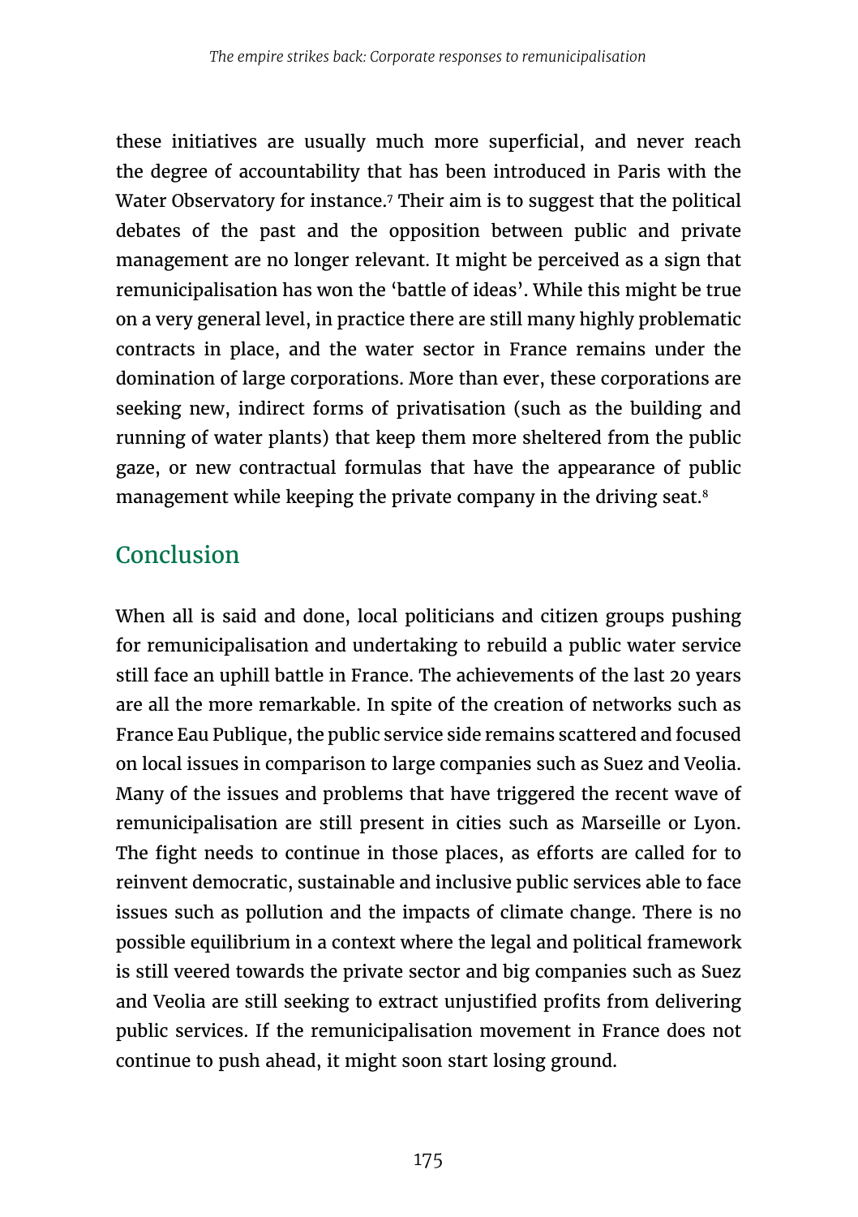these initiatives are usually much more superficial, and never reach the degree of accountability that has been introduced in Paris with the Water Observatory for instance.[7] Their aim is to suggest that the political debates of the past and the opposition between public and private management are no longer relevant. It might be perceived as a sign that remunicipalisation has won the 'battle of ideas'. While this might be true on a very general level, in practice there are still many highly problematic contracts in place, and the water sector in France remains under the domination of large corporations. More than ever, these corporations are seeking new, indirect forms of privatisation (such as the building and running of water plants) that keep them more sheltered from the public gaze, or new contractual formulas that have the appearance of public management while keeping the private company in the driving seat.[8]

## Conclusion

When all is said and done, local politicians and citizen groups pushing for remunicipalisation and undertaking to rebuild a public water service still face an uphill battle in France. The achievements of the last 20 years are all the more remarkable. In spite of the creation of networks such as France Eau Publique, the public service side remains scattered and focused on local issues in comparison to large companies such as Suez and Veolia. Many of the issues and problems that have triggered the recent wave of remunicipalisation are still present in cities such as Marseille or Lyon. The fight needs to continue in those places, as efforts are called for to reinvent democratic, sustainable and inclusive public services able to face issues such as pollution and the impacts of climate change. There is no possible equilibrium in a context where the legal and political framework is still veered towards the private sector and big companies such as Suez and Veolia are still seeking to extract unjustified profits from delivering public services. If the remunicipalisation movement in France does not continue to push ahead, it might soon start losing ground.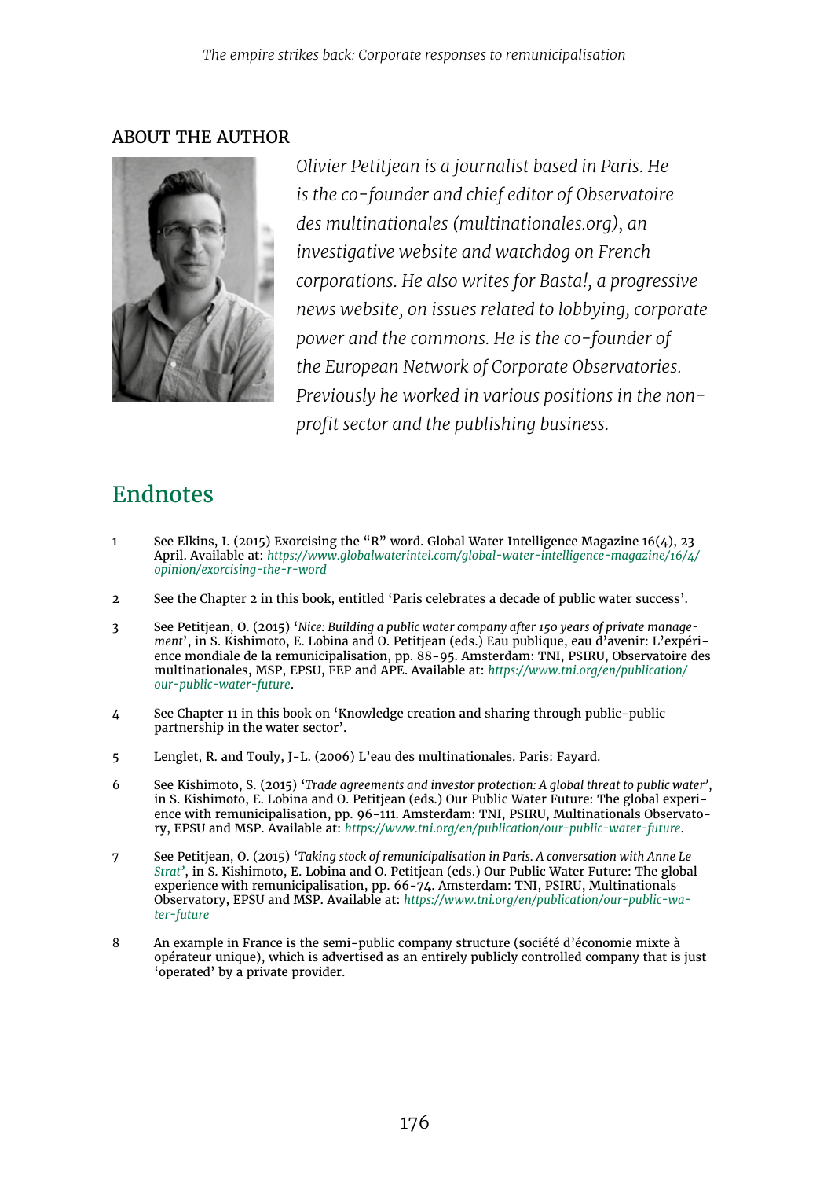ABOUT THE AUTHOR

*Olivier Petitjean is a journalist based in Paris. He is the co-founder and chief editor of Observatoire des multinationales (multinationales.org), an investigative website and watchdog on French corporations. He also writes for Basta!, a progressive news website, on issues related to lobbying, corporate power and the commons. He is the co-founder of the European Network of Corporate Observatories. Previously he worked in various positions in the non-profit sector and the publishing business.*

## Endnotes

1. See Elkins, I. (2015) Exorcising the "R" word. Global Water Intelligence Magazine 16(4), 23 April. Available at: *https://www.globalwaterintel.com/global-water-intelligence-magazine/16/4/opinion/exorcising-the-r-word*

2. See the Chapter 2 in this book, entitled 'Paris celebrates a decade of public water success'.

3. See Petitjean, O. (2015) '*Nice: Building a public water company after 150 years of private management*', in S. Kishimoto, E. Lobina and O. Petitjean (eds.) Eau publique, eau d'avenir: L'expérience mondiale de la remunicipalisation, pp. 88-95. Amsterdam: TNI, PSIRU, Observatoire des multinationales, MSP, EPSU, FEP and APE. Available at: *https://www.tni.org/en/publication/our-public-water-future*.

4. See Chapter 11 in this book on 'Knowledge creation and sharing through public-public partnership in the water sector'.

5. Lenglet, R. and Touly, J-L. (2006) L'eau des multinationales. Paris: Fayard.

6. See Kishimoto, S. (2015) '*Trade agreements and investor protection: A global threat to public water*', in S. Kishimoto, E. Lobina and O. Petitjean (eds.) Our Public Water Future: The global experience with remunicipalisation, pp. 96-111. Amsterdam: TNI, PSIRU, Multinationals Observatory, EPSU and MSP. Available at: *https://www.tni.org/en/publication/our-public-water-future*.

7. See Petitjean, O. (2015) '*Taking stock of remunicipalisation in Paris. A conversation with Anne Le Strat*', in S. Kishimoto, E. Lobina and O. Petitjean (eds.) Our Public Water Future: The global experience with remunicipalisation, pp. 66-74. Amsterdam: TNI, PSIRU, Multinationals Observatory, EPSU and MSP. Available at: *https://www.tni.org/en/publication/our-public-water-future*

8. An example in France is the semi-public company structure (société d'économie mixte à opérateur unique), which is advertised as an entirely publicly controlled company that is just 'operated' by a private provider.